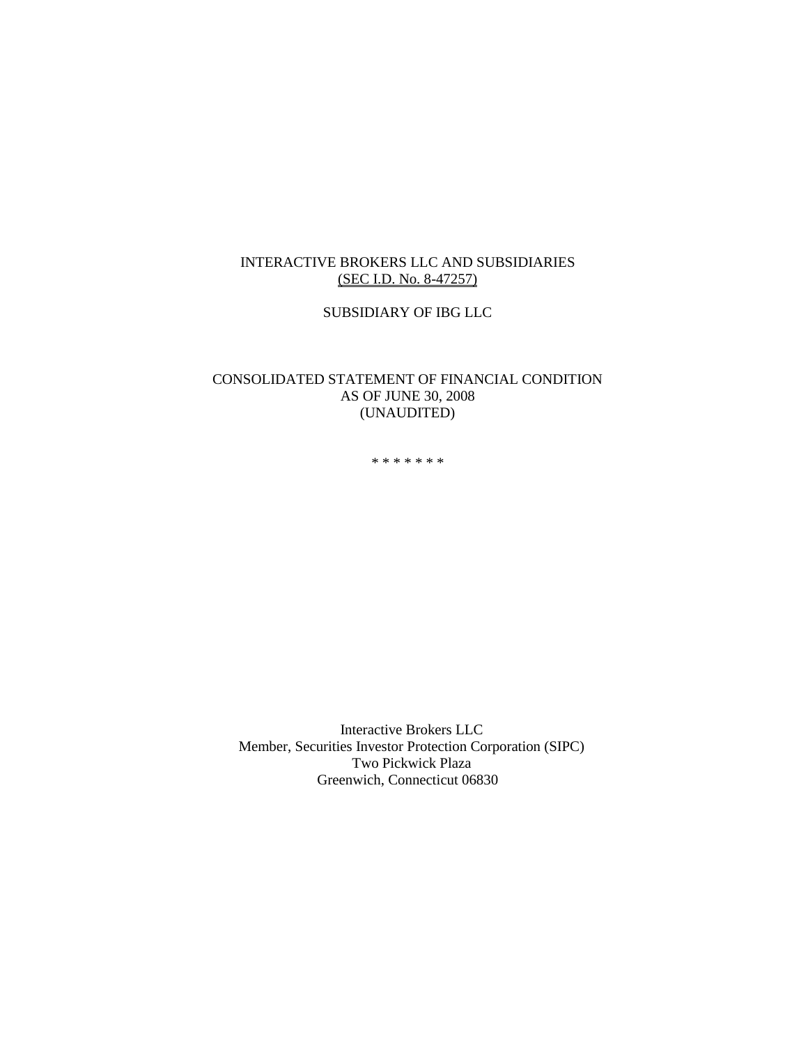# INTERACTIVE BROKERS LLC AND SUBSIDIARIES
(SEC I.D. No. 8-47257)

SUBSIDIARY OF IBG LLC

## CONSOLIDATED STATEMENT OF FINANCIAL CONDITION
AS OF JUNE 30, 2008
(UNAUDITED)

* * * * * * *

Interactive Brokers LLC
Member, Securities Investor Protection Corporation (SIPC)
Two Pickwick Plaza
Greenwich, Connecticut 06830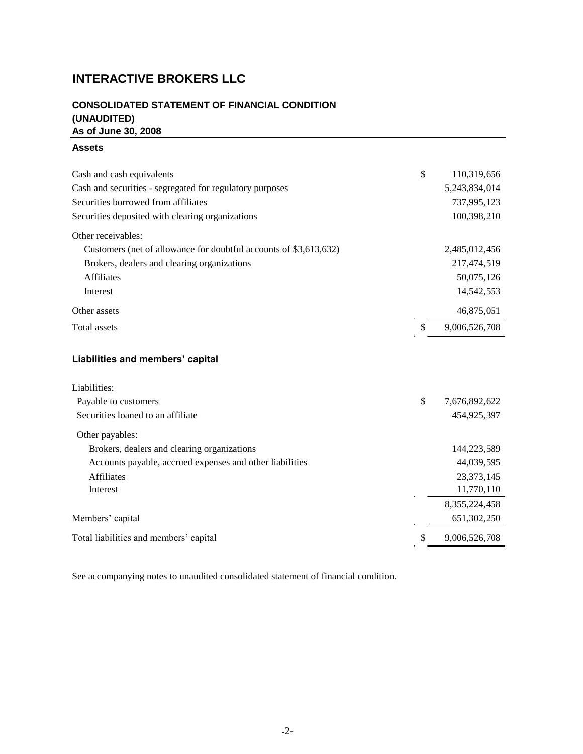# INTERACTIVE BROKERS LLC

## CONSOLIDATED STATEMENT OF FINANCIAL CONDITION (UNAUDITED)

### As of June 30, 2008

**Assets**

| | | |
|---|---|---|
| Cash and cash equivalents | $ | 110,319,656 |
| Cash and securities - segregated for regulatory purposes | | 5,243,834,014 |
| Securities borrowed from affiliates | | 737,995,123 |
| Securities deposited with clearing organizations | | 100,398,210 |
| Other receivables: | | |
| Customers (net of allowance for doubtful accounts of $3,613,632) | | 2,485,012,456 |
| Brokers, dealers and clearing organizations | | 217,474,519 |
| Affiliates | | 50,075,126 |
| Interest | | 14,542,553 |
| Other assets | | 46,875,051 |
| Total assets | $ | 9,006,526,708 |

**Liabilities and members' capital**

| | | |
|---|---|---|
| Liabilities: | | |
| Payable to customers | $ | 7,676,892,622 |
| Securities loaned to an affiliate | | 454,925,397 |
| Other payables: | | |
| Brokers, dealers and clearing organizations | | 144,223,589 |
| Accounts payable, accrued expenses and other liabilities | | 44,039,595 |
| Affiliates | | 23,373,145 |
| Interest | | 11,770,110 |
| | | 8,355,224,458 |
| Members' capital | | 651,302,250 |
| Total liabilities and members' capital | $ | 9,006,526,708 |

See accompanying notes to unaudited consolidated statement of financial condition.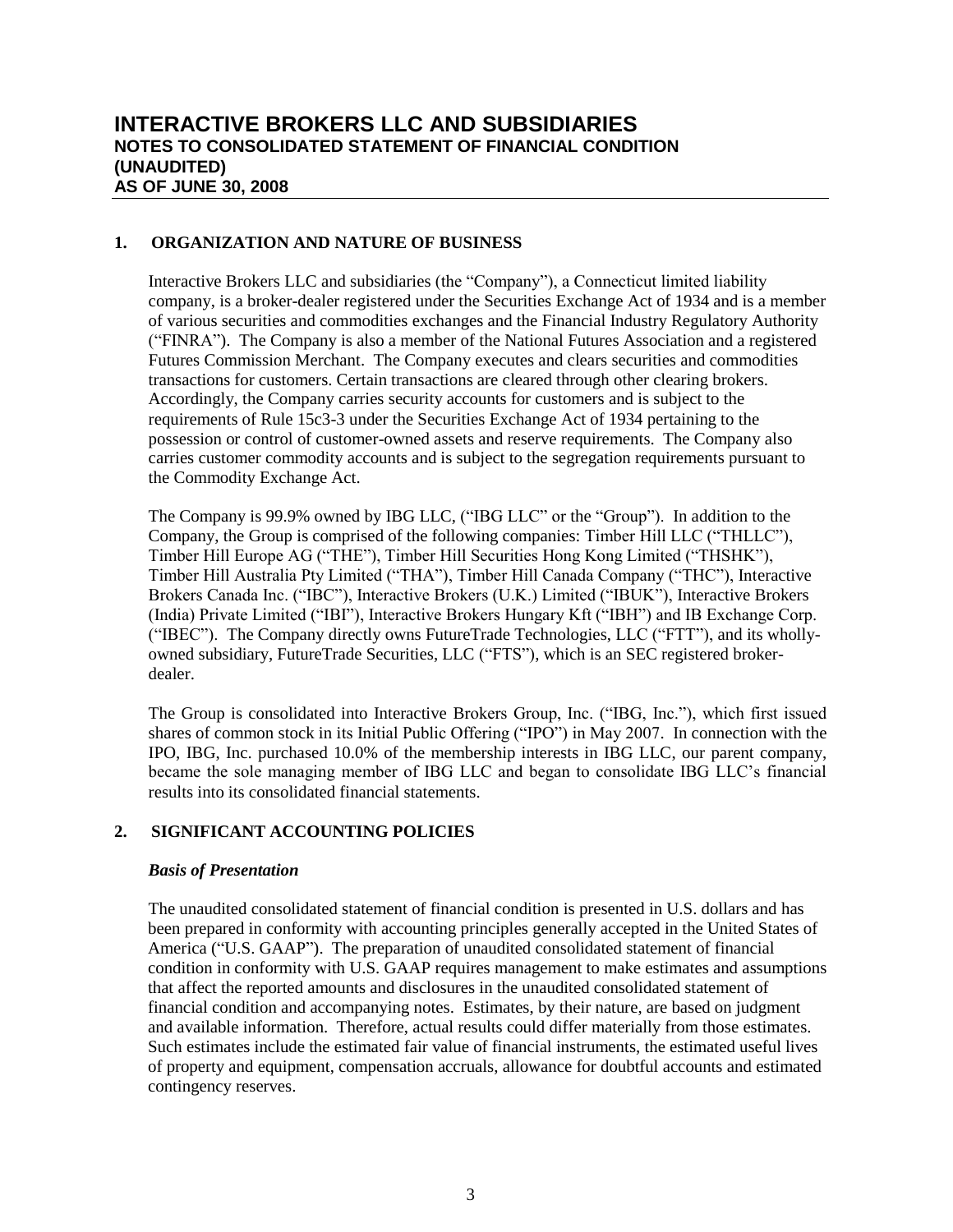# INTERACTIVE BROKERS LLC AND SUBSIDIARIES
## NOTES TO CONSOLIDATED STATEMENT OF FINANCIAL CONDITION (UNAUDITED)
## AS OF JUNE 30, 2008

### 1. ORGANIZATION AND NATURE OF BUSINESS

Interactive Brokers LLC and subsidiaries (the "Company"), a Connecticut limited liability company, is a broker-dealer registered under the Securities Exchange Act of 1934 and is a member of various securities and commodities exchanges and the Financial Industry Regulatory Authority ("FINRA"). The Company is also a member of the National Futures Association and a registered Futures Commission Merchant. The Company executes and clears securities and commodities transactions for customers. Certain transactions are cleared through other clearing brokers. Accordingly, the Company carries security accounts for customers and is subject to the requirements of Rule 15c3-3 under the Securities Exchange Act of 1934 pertaining to the possession or control of customer-owned assets and reserve requirements. The Company also carries customer commodity accounts and is subject to the segregation requirements pursuant to the Commodity Exchange Act.

The Company is 99.9% owned by IBG LLC, ("IBG LLC" or the "Group"). In addition to the Company, the Group is comprised of the following companies: Timber Hill LLC ("THLLC"), Timber Hill Europe AG ("THE"), Timber Hill Securities Hong Kong Limited ("THSHK"), Timber Hill Australia Pty Limited ("THA"), Timber Hill Canada Company ("THC"), Interactive Brokers Canada Inc. ("IBC"), Interactive Brokers (U.K.) Limited ("IBUK"), Interactive Brokers (India) Private Limited ("IBI"), Interactive Brokers Hungary Kft ("IBH") and IB Exchange Corp. ("IBEC"). The Company directly owns FutureTrade Technologies, LLC ("FTT"), and its wholly-owned subsidiary, FutureTrade Securities, LLC ("FTS"), which is an SEC registered broker-dealer.

The Group is consolidated into Interactive Brokers Group, Inc. ("IBG, Inc."), which first issued shares of common stock in its Initial Public Offering ("IPO") in May 2007. In connection with the IPO, IBG, Inc. purchased 10.0% of the membership interests in IBG LLC, our parent company, became the sole managing member of IBG LLC and began to consolidate IBG LLC's financial results into its consolidated financial statements.

### 2. SIGNIFICANT ACCOUNTING POLICIES

***Basis of Presentation***

The unaudited consolidated statement of financial condition is presented in U.S. dollars and has been prepared in conformity with accounting principles generally accepted in the United States of America ("U.S. GAAP"). The preparation of unaudited consolidated statement of financial condition in conformity with U.S. GAAP requires management to make estimates and assumptions that affect the reported amounts and disclosures in the unaudited consolidated statement of financial condition and accompanying notes. Estimates, by their nature, are based on judgment and available information. Therefore, actual results could differ materially from those estimates. Such estimates include the estimated fair value of financial instruments, the estimated useful lives of property and equipment, compensation accruals, allowance for doubtful accounts and estimated contingency reserves.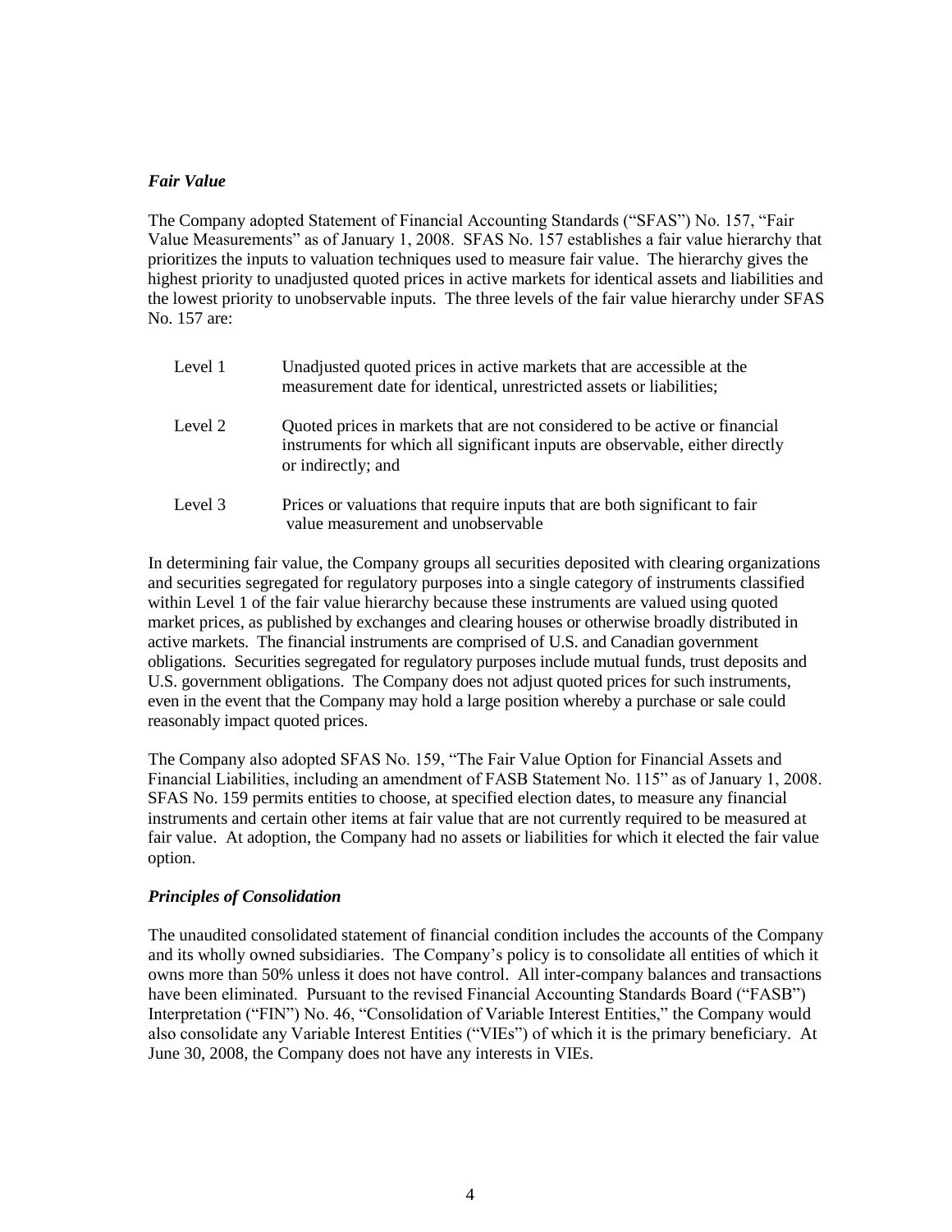### *Fair Value*

The Company adopted Statement of Financial Accounting Standards ("SFAS") No. 157, "Fair Value Measurements" as of January 1, 2008. SFAS No. 157 establishes a fair value hierarchy that prioritizes the inputs to valuation techniques used to measure fair value. The hierarchy gives the highest priority to unadjusted quoted prices in active markets for identical assets and liabilities and the lowest priority to unobservable inputs. The three levels of the fair value hierarchy under SFAS No. 157 are:

| | |
|---|---|
| Level 1 | Unadjusted quoted prices in active markets that are accessible at the measurement date for identical, unrestricted assets or liabilities; |
| Level 2 | Quoted prices in markets that are not considered to be active or financial instruments for which all significant inputs are observable, either directly or indirectly; and |
| Level 3 | Prices or valuations that require inputs that are both significant to fair value measurement and unobservable |

In determining fair value, the Company groups all securities deposited with clearing organizations and securities segregated for regulatory purposes into a single category of instruments classified within Level 1 of the fair value hierarchy because these instruments are valued using quoted market prices, as published by exchanges and clearing houses or otherwise broadly distributed in active markets. The financial instruments are comprised of U.S. and Canadian government obligations. Securities segregated for regulatory purposes include mutual funds, trust deposits and U.S. government obligations. The Company does not adjust quoted prices for such instruments, even in the event that the Company may hold a large position whereby a purchase or sale could reasonably impact quoted prices.

The Company also adopted SFAS No. 159, "The Fair Value Option for Financial Assets and Financial Liabilities, including an amendment of FASB Statement No. 115" as of January 1, 2008. SFAS No. 159 permits entities to choose, at specified election dates, to measure any financial instruments and certain other items at fair value that are not currently required to be measured at fair value. At adoption, the Company had no assets or liabilities for which it elected the fair value option.

### *Principles of Consolidation*

The unaudited consolidated statement of financial condition includes the accounts of the Company and its wholly owned subsidiaries. The Company's policy is to consolidate all entities of which it owns more than 50% unless it does not have control. All inter-company balances and transactions have been eliminated. Pursuant to the revised Financial Accounting Standards Board ("FASB") Interpretation ("FIN") No. 46, "Consolidation of Variable Interest Entities," the Company would also consolidate any Variable Interest Entities ("VIEs") of which it is the primary beneficiary. At June 30, 2008, the Company does not have any interests in VIEs.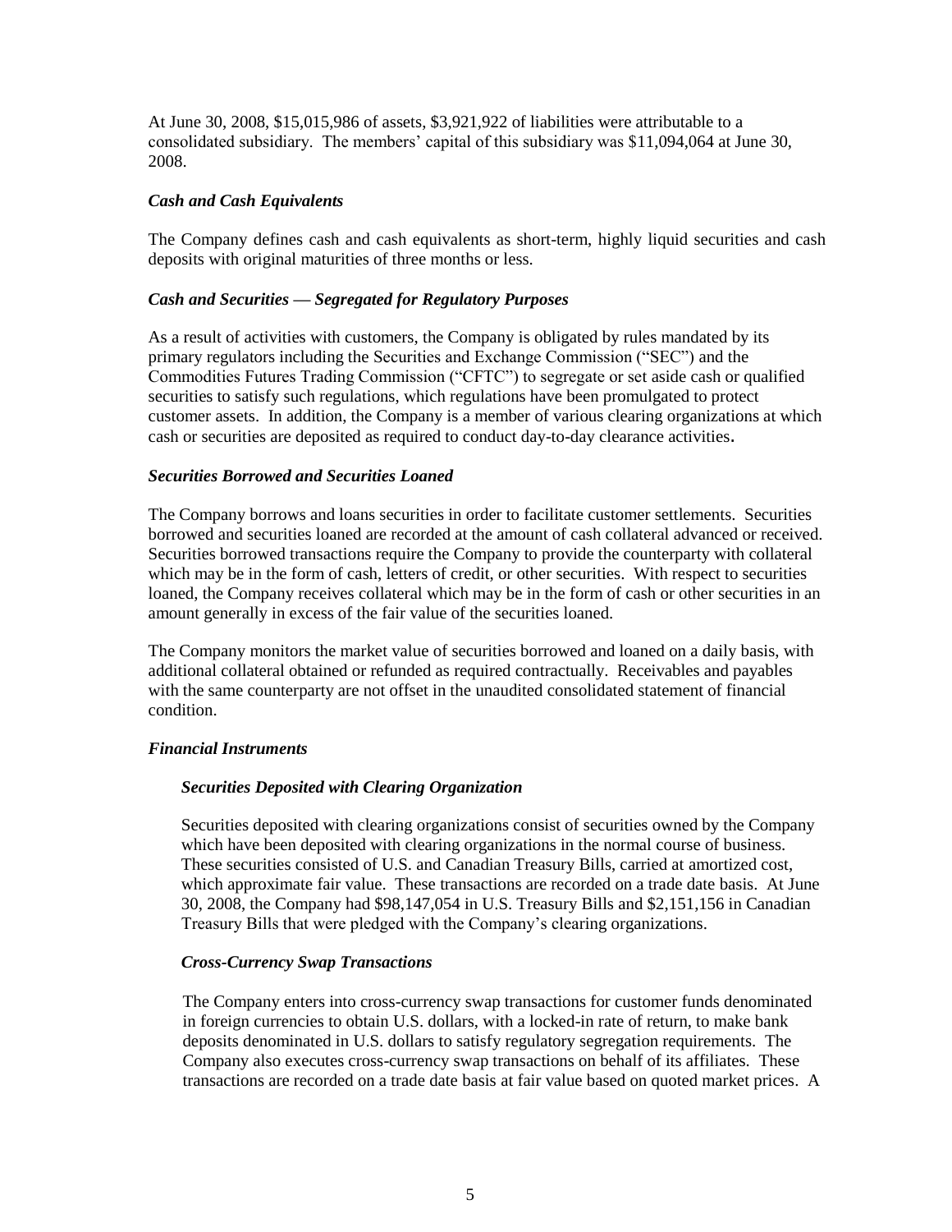At June 30, 2008, $15,015,986 of assets, $3,921,922 of liabilities were attributable to a consolidated subsidiary. The members' capital of this subsidiary was $11,094,064 at June 30, 2008.

### *Cash and Cash Equivalents*

The Company defines cash and cash equivalents as short-term, highly liquid securities and cash deposits with original maturities of three months or less.

### *Cash and Securities — Segregated for Regulatory Purposes*

As a result of activities with customers, the Company is obligated by rules mandated by its primary regulators including the Securities and Exchange Commission ("SEC") and the Commodities Futures Trading Commission ("CFTC") to segregate or set aside cash or qualified securities to satisfy such regulations, which regulations have been promulgated to protect customer assets. In addition, the Company is a member of various clearing organizations at which cash or securities are deposited as required to conduct day-to-day clearance activities.

### *Securities Borrowed and Securities Loaned*

The Company borrows and loans securities in order to facilitate customer settlements. Securities borrowed and securities loaned are recorded at the amount of cash collateral advanced or received. Securities borrowed transactions require the Company to provide the counterparty with collateral which may be in the form of cash, letters of credit, or other securities. With respect to securities loaned, the Company receives collateral which may be in the form of cash or other securities in an amount generally in excess of the fair value of the securities loaned.

The Company monitors the market value of securities borrowed and loaned on a daily basis, with additional collateral obtained or refunded as required contractually. Receivables and payables with the same counterparty are not offset in the unaudited consolidated statement of financial condition.

### *Financial Instruments*

#### *Securities Deposited with Clearing Organization*

Securities deposited with clearing organizations consist of securities owned by the Company which have been deposited with clearing organizations in the normal course of business. These securities consisted of U.S. and Canadian Treasury Bills, carried at amortized cost, which approximate fair value. These transactions are recorded on a trade date basis. At June 30, 2008, the Company had $98,147,054 in U.S. Treasury Bills and $2,151,156 in Canadian Treasury Bills that were pledged with the Company's clearing organizations.

#### *Cross-Currency Swap Transactions*

The Company enters into cross-currency swap transactions for customer funds denominated in foreign currencies to obtain U.S. dollars, with a locked-in rate of return, to make bank deposits denominated in U.S. dollars to satisfy regulatory segregation requirements. The Company also executes cross-currency swap transactions on behalf of its affiliates. These transactions are recorded on a trade date basis at fair value based on quoted market prices. A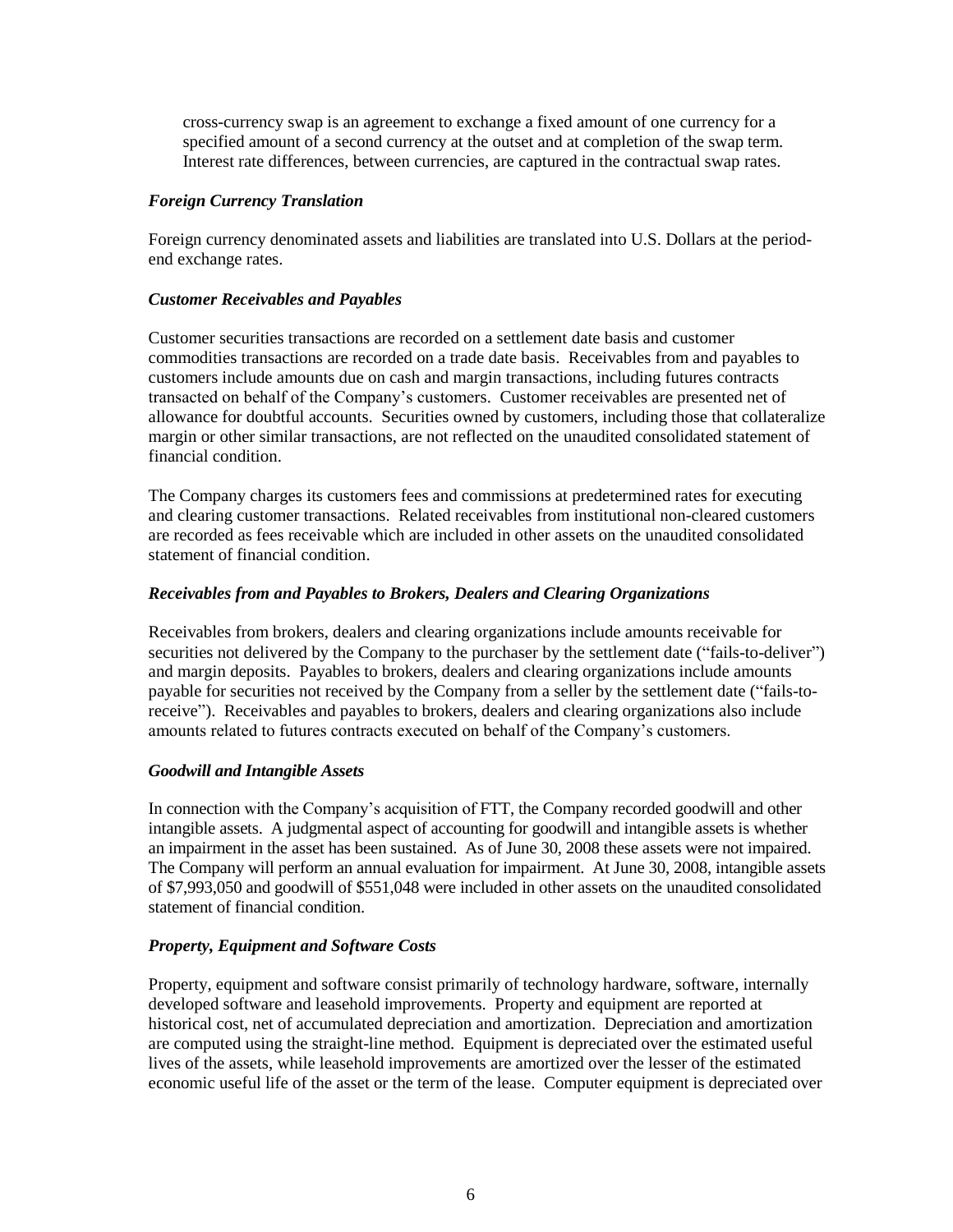cross-currency swap is an agreement to exchange a fixed amount of one currency for a specified amount of a second currency at the outset and at completion of the swap term. Interest rate differences, between currencies, are captured in the contractual swap rates.

### *Foreign Currency Translation*

Foreign currency denominated assets and liabilities are translated into U.S. Dollars at the period-end exchange rates.

### *Customer Receivables and Payables*

Customer securities transactions are recorded on a settlement date basis and customer commodities transactions are recorded on a trade date basis. Receivables from and payables to customers include amounts due on cash and margin transactions, including futures contracts transacted on behalf of the Company's customers. Customer receivables are presented net of allowance for doubtful accounts. Securities owned by customers, including those that collateralize margin or other similar transactions, are not reflected on the unaudited consolidated statement of financial condition.

The Company charges its customers fees and commissions at predetermined rates for executing and clearing customer transactions. Related receivables from institutional non-cleared customers are recorded as fees receivable which are included in other assets on the unaudited consolidated statement of financial condition.

### *Receivables from and Payables to Brokers, Dealers and Clearing Organizations*

Receivables from brokers, dealers and clearing organizations include amounts receivable for securities not delivered by the Company to the purchaser by the settlement date ("fails-to-deliver") and margin deposits. Payables to brokers, dealers and clearing organizations include amounts payable for securities not received by the Company from a seller by the settlement date ("fails-to-receive"). Receivables and payables to brokers, dealers and clearing organizations also include amounts related to futures contracts executed on behalf of the Company's customers.

### *Goodwill and Intangible Assets*

In connection with the Company's acquisition of FTT, the Company recorded goodwill and other intangible assets. A judgmental aspect of accounting for goodwill and intangible assets is whether an impairment in the asset has been sustained. As of June 30, 2008 these assets were not impaired. The Company will perform an annual evaluation for impairment. At June 30, 2008, intangible assets of $7,993,050 and goodwill of $551,048 were included in other assets on the unaudited consolidated statement of financial condition.

### *Property, Equipment and Software Costs*

Property, equipment and software consist primarily of technology hardware, software, internally developed software and leasehold improvements. Property and equipment are reported at historical cost, net of accumulated depreciation and amortization. Depreciation and amortization are computed using the straight-line method. Equipment is depreciated over the estimated useful lives of the assets, while leasehold improvements are amortized over the lesser of the estimated economic useful life of the asset or the term of the lease. Computer equipment is depreciated over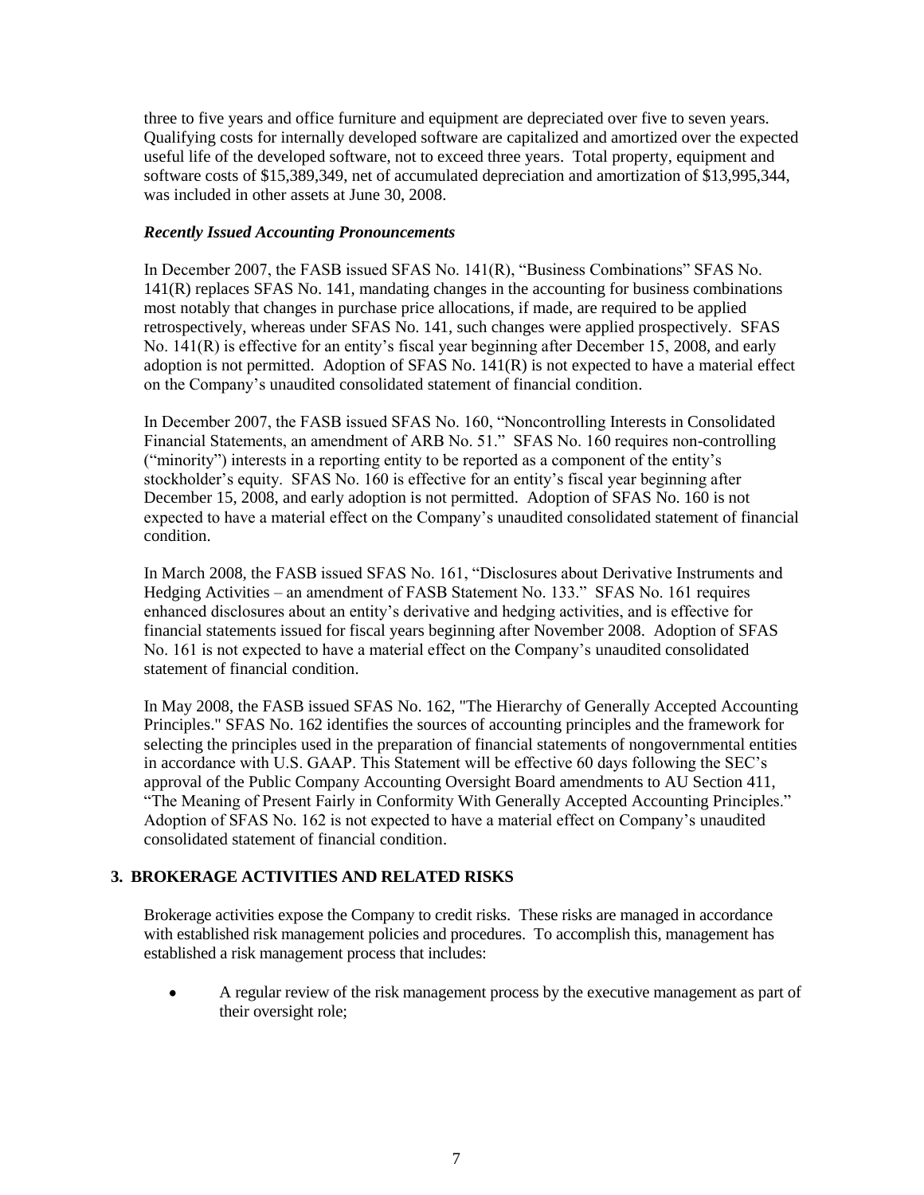three to five years and office furniture and equipment are depreciated over five to seven years. Qualifying costs for internally developed software are capitalized and amortized over the expected useful life of the developed software, not to exceed three years. Total property, equipment and software costs of $15,389,349, net of accumulated depreciation and amortization of $13,995,344, was included in other assets at June 30, 2008.

***Recently Issued Accounting Pronouncements***

In December 2007, the FASB issued SFAS No. 141(R), "Business Combinations" SFAS No. 141(R) replaces SFAS No. 141, mandating changes in the accounting for business combinations most notably that changes in purchase price allocations, if made, are required to be applied retrospectively, whereas under SFAS No. 141, such changes were applied prospectively. SFAS No. 141(R) is effective for an entity's fiscal year beginning after December 15, 2008, and early adoption is not permitted. Adoption of SFAS No. 141(R) is not expected to have a material effect on the Company's unaudited consolidated statement of financial condition.

In December 2007, the FASB issued SFAS No. 160, "Noncontrolling Interests in Consolidated Financial Statements, an amendment of ARB No. 51." SFAS No. 160 requires non-controlling ("minority") interests in a reporting entity to be reported as a component of the entity's stockholder's equity. SFAS No. 160 is effective for an entity's fiscal year beginning after December 15, 2008, and early adoption is not permitted. Adoption of SFAS No. 160 is not expected to have a material effect on the Company's unaudited consolidated statement of financial condition.

In March 2008, the FASB issued SFAS No. 161, "Disclosures about Derivative Instruments and Hedging Activities – an amendment of FASB Statement No. 133." SFAS No. 161 requires enhanced disclosures about an entity's derivative and hedging activities, and is effective for financial statements issued for fiscal years beginning after November 2008. Adoption of SFAS No. 161 is not expected to have a material effect on the Company's unaudited consolidated statement of financial condition.

In May 2008, the FASB issued SFAS No. 162, "The Hierarchy of Generally Accepted Accounting Principles." SFAS No. 162 identifies the sources of accounting principles and the framework for selecting the principles used in the preparation of financial statements of nongovernmental entities in accordance with U.S. GAAP. This Statement will be effective 60 days following the SEC's approval of the Public Company Accounting Oversight Board amendments to AU Section 411, "The Meaning of Present Fairly in Conformity With Generally Accepted Accounting Principles." Adoption of SFAS No. 162 is not expected to have a material effect on Company's unaudited consolidated statement of financial condition.

## 3. BROKERAGE ACTIVITIES AND RELATED RISKS

Brokerage activities expose the Company to credit risks. These risks are managed in accordance with established risk management policies and procedures. To accomplish this, management has established a risk management process that includes:

- A regular review of the risk management process by the executive management as part of their oversight role;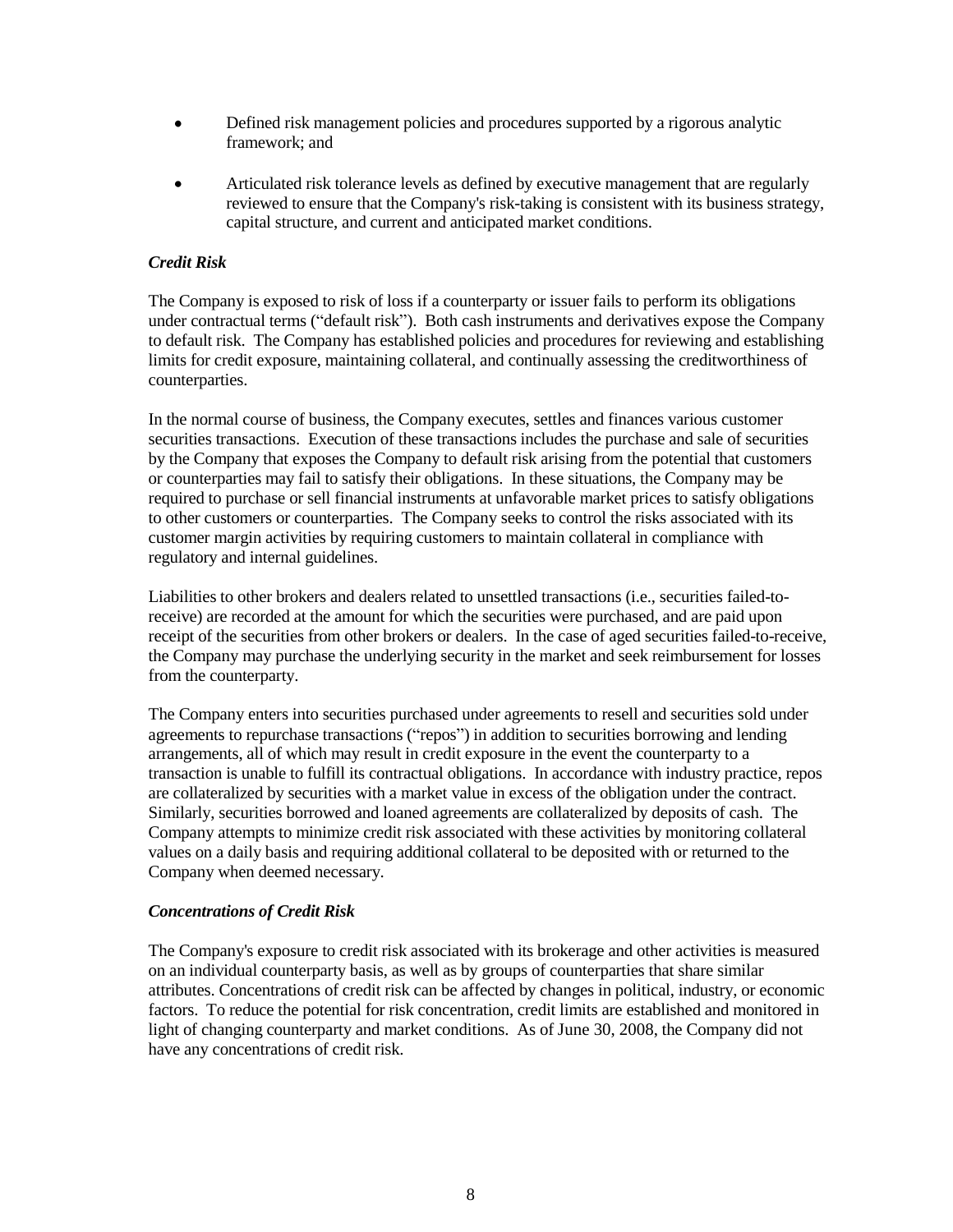- Defined risk management policies and procedures supported by a rigorous analytic framework; and
- Articulated risk tolerance levels as defined by executive management that are regularly reviewed to ensure that the Company's risk-taking is consistent with its business strategy, capital structure, and current and anticipated market conditions.

***Credit Risk***

The Company is exposed to risk of loss if a counterparty or issuer fails to perform its obligations under contractual terms ("default risk"). Both cash instruments and derivatives expose the Company to default risk. The Company has established policies and procedures for reviewing and establishing limits for credit exposure, maintaining collateral, and continually assessing the creditworthiness of counterparties.

In the normal course of business, the Company executes, settles and finances various customer securities transactions. Execution of these transactions includes the purchase and sale of securities by the Company that exposes the Company to default risk arising from the potential that customers or counterparties may fail to satisfy their obligations. In these situations, the Company may be required to purchase or sell financial instruments at unfavorable market prices to satisfy obligations to other customers or counterparties. The Company seeks to control the risks associated with its customer margin activities by requiring customers to maintain collateral in compliance with regulatory and internal guidelines.

Liabilities to other brokers and dealers related to unsettled transactions (i.e., securities failed-to-receive) are recorded at the amount for which the securities were purchased, and are paid upon receipt of the securities from other brokers or dealers. In the case of aged securities failed-to-receive, the Company may purchase the underlying security in the market and seek reimbursement for losses from the counterparty.

The Company enters into securities purchased under agreements to resell and securities sold under agreements to repurchase transactions ("repos") in addition to securities borrowing and lending arrangements, all of which may result in credit exposure in the event the counterparty to a transaction is unable to fulfill its contractual obligations. In accordance with industry practice, repos are collateralized by securities with a market value in excess of the obligation under the contract. Similarly, securities borrowed and loaned agreements are collateralized by deposits of cash. The Company attempts to minimize credit risk associated with these activities by monitoring collateral values on a daily basis and requiring additional collateral to be deposited with or returned to the Company when deemed necessary.

***Concentrations of Credit Risk***

The Company's exposure to credit risk associated with its brokerage and other activities is measured on an individual counterparty basis, as well as by groups of counterparties that share similar attributes. Concentrations of credit risk can be affected by changes in political, industry, or economic factors. To reduce the potential for risk concentration, credit limits are established and monitored in light of changing counterparty and market conditions. As of June 30, 2008, the Company did not have any concentrations of credit risk.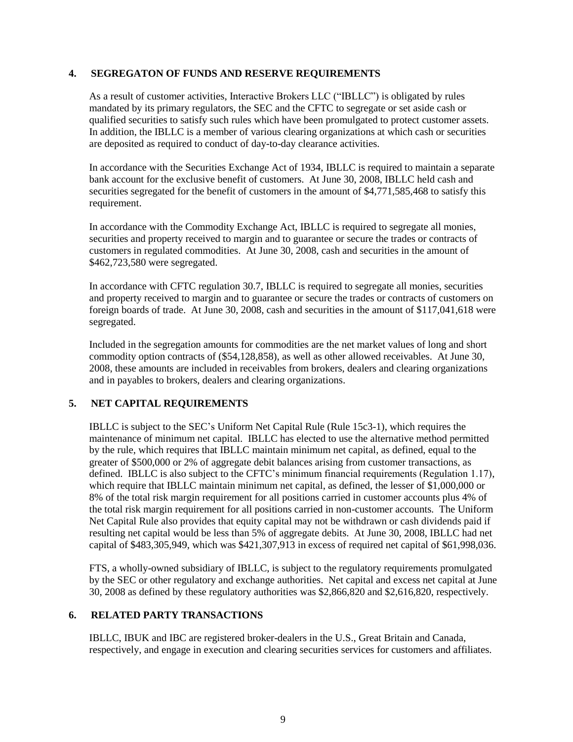## 4. SEGREGATON OF FUNDS AND RESERVE REQUIREMENTS

As a result of customer activities, Interactive Brokers LLC ("IBLLC") is obligated by rules mandated by its primary regulators, the SEC and the CFTC to segregate or set aside cash or qualified securities to satisfy such rules which have been promulgated to protect customer assets. In addition, the IBLLC is a member of various clearing organizations at which cash or securities are deposited as required to conduct of day-to-day clearance activities.

In accordance with the Securities Exchange Act of 1934, IBLLC is required to maintain a separate bank account for the exclusive benefit of customers. At June 30, 2008, IBLLC held cash and securities segregated for the benefit of customers in the amount of $4,771,585,468 to satisfy this requirement.

In accordance with the Commodity Exchange Act, IBLLC is required to segregate all monies, securities and property received to margin and to guarantee or secure the trades or contracts of customers in regulated commodities. At June 30, 2008, cash and securities in the amount of $462,723,580 were segregated.

In accordance with CFTC regulation 30.7, IBLLC is required to segregate all monies, securities and property received to margin and to guarantee or secure the trades or contracts of customers on foreign boards of trade. At June 30, 2008, cash and securities in the amount of $117,041,618 were segregated.

Included in the segregation amounts for commodities are the net market values of long and short commodity option contracts of ($54,128,858), as well as other allowed receivables. At June 30, 2008, these amounts are included in receivables from brokers, dealers and clearing organizations and in payables to brokers, dealers and clearing organizations.

## 5. NET CAPITAL REQUIREMENTS

IBLLC is subject to the SEC's Uniform Net Capital Rule (Rule 15c3-1), which requires the maintenance of minimum net capital. IBLLC has elected to use the alternative method permitted by the rule, which requires that IBLLC maintain minimum net capital, as defined, equal to the greater of $500,000 or 2% of aggregate debit balances arising from customer transactions, as defined. IBLLC is also subject to the CFTC's minimum financial requirements (Regulation 1.17), which require that IBLLC maintain minimum net capital, as defined, the lesser of $1,000,000 or 8% of the total risk margin requirement for all positions carried in customer accounts plus 4% of the total risk margin requirement for all positions carried in non-customer accounts. The Uniform Net Capital Rule also provides that equity capital may not be withdrawn or cash dividends paid if resulting net capital would be less than 5% of aggregate debits. At June 30, 2008, IBLLC had net capital of $483,305,949, which was $421,307,913 in excess of required net capital of $61,998,036.

FTS, a wholly-owned subsidiary of IBLLC, is subject to the regulatory requirements promulgated by the SEC or other regulatory and exchange authorities. Net capital and excess net capital at June 30, 2008 as defined by these regulatory authorities was $2,866,820 and $2,616,820, respectively.

## 6. RELATED PARTY TRANSACTIONS

IBLLC, IBUK and IBC are registered broker-dealers in the U.S., Great Britain and Canada, respectively, and engage in execution and clearing securities services for customers and affiliates.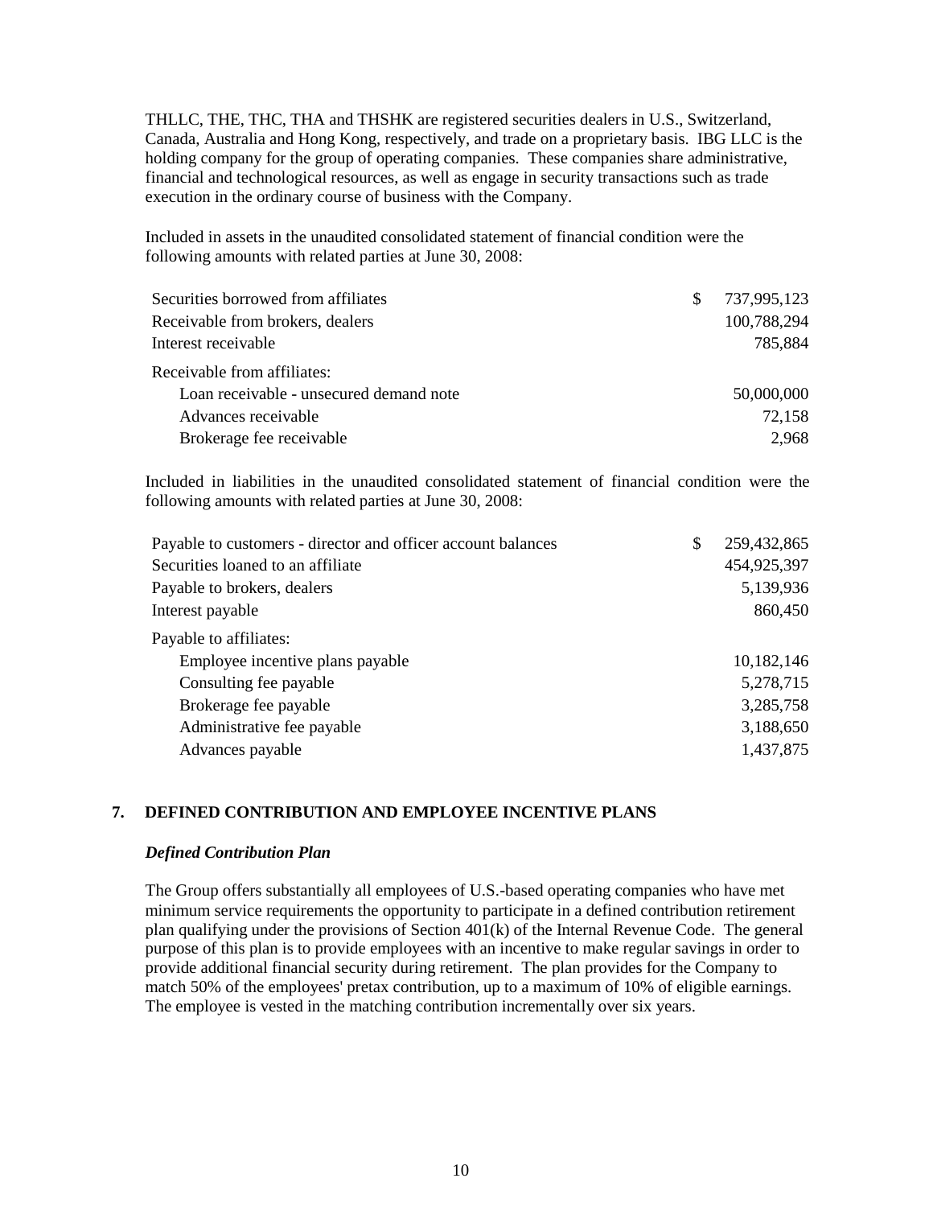THLLC, THE, THC, THA and THSHK are registered securities dealers in U.S., Switzerland, Canada, Australia and Hong Kong, respectively, and trade on a proprietary basis. IBG LLC is the holding company for the group of operating companies. These companies share administrative, financial and technological resources, as well as engage in security transactions such as trade execution in the ordinary course of business with the Company.

Included in assets in the unaudited consolidated statement of financial condition were the following amounts with related parties at June 30, 2008:

| | | |
|---|---|---|
| Securities borrowed from affiliates | $ | 737,995,123 |
| Receivable from brokers, dealers | | 100,788,294 |
| Interest receivable | | 785,884 |
| Receivable from affiliates: | | |
| Loan receivable - unsecured demand note | | 50,000,000 |
| Advances receivable | | 72,158 |
| Brokerage fee receivable | | 2,968 |

Included in liabilities in the unaudited consolidated statement of financial condition were the following amounts with related parties at June 30, 2008:

| | | |
|---|---|---|
| Payable to customers - director and officer account balances | $ | 259,432,865 |
| Securities loaned to an affiliate | | 454,925,397 |
| Payable to brokers, dealers | | 5,139,936 |
| Interest payable | | 860,450 |
| Payable to affiliates: | | |
| Employee incentive plans payable | | 10,182,146 |
| Consulting fee payable | | 5,278,715 |
| Brokerage fee payable | | 3,285,758 |
| Administrative fee payable | | 3,188,650 |
| Advances payable | | 1,437,875 |

## 7. DEFINED CONTRIBUTION AND EMPLOYEE INCENTIVE PLANS

***Defined Contribution Plan***

The Group offers substantially all employees of U.S.-based operating companies who have met minimum service requirements the opportunity to participate in a defined contribution retirement plan qualifying under the provisions of Section 401(k) of the Internal Revenue Code. The general purpose of this plan is to provide employees with an incentive to make regular savings in order to provide additional financial security during retirement. The plan provides for the Company to match 50% of the employees' pretax contribution, up to a maximum of 10% of eligible earnings. The employee is vested in the matching contribution incrementally over six years.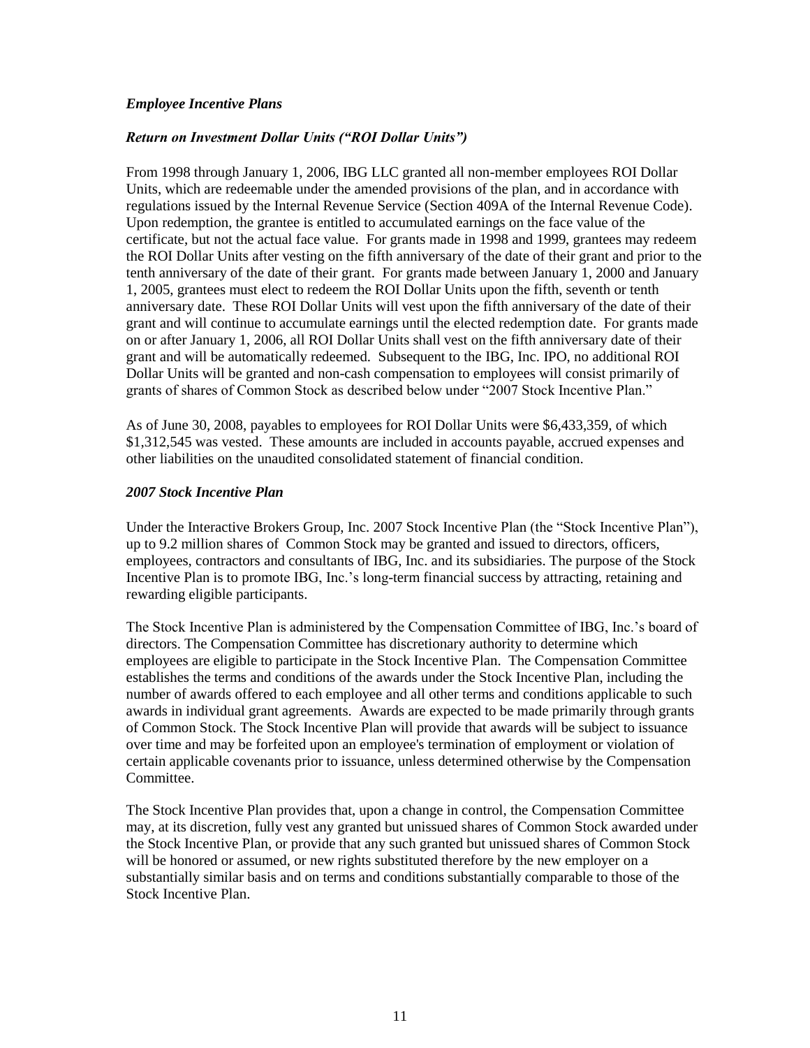### *Employee Incentive Plans*

### *Return on Investment Dollar Units ("ROI Dollar Units")*

From 1998 through January 1, 2006, IBG LLC granted all non-member employees ROI Dollar Units, which are redeemable under the amended provisions of the plan, and in accordance with regulations issued by the Internal Revenue Service (Section 409A of the Internal Revenue Code). Upon redemption, the grantee is entitled to accumulated earnings on the face value of the certificate, but not the actual face value. For grants made in 1998 and 1999, grantees may redeem the ROI Dollar Units after vesting on the fifth anniversary of the date of their grant and prior to the tenth anniversary of the date of their grant. For grants made between January 1, 2000 and January 1, 2005, grantees must elect to redeem the ROI Dollar Units upon the fifth, seventh or tenth anniversary date. These ROI Dollar Units will vest upon the fifth anniversary of the date of their grant and will continue to accumulate earnings until the elected redemption date. For grants made on or after January 1, 2006, all ROI Dollar Units shall vest on the fifth anniversary date of their grant and will be automatically redeemed. Subsequent to the IBG, Inc. IPO, no additional ROI Dollar Units will be granted and non-cash compensation to employees will consist primarily of grants of shares of Common Stock as described below under "2007 Stock Incentive Plan."

As of June 30, 2008, payables to employees for ROI Dollar Units were $6,433,359, of which $1,312,545 was vested. These amounts are included in accounts payable, accrued expenses and other liabilities on the unaudited consolidated statement of financial condition.

### *2007 Stock Incentive Plan*

Under the Interactive Brokers Group, Inc. 2007 Stock Incentive Plan (the "Stock Incentive Plan"), up to 9.2 million shares of Common Stock may be granted and issued to directors, officers, employees, contractors and consultants of IBG, Inc. and its subsidiaries. The purpose of the Stock Incentive Plan is to promote IBG, Inc.'s long-term financial success by attracting, retaining and rewarding eligible participants.

The Stock Incentive Plan is administered by the Compensation Committee of IBG, Inc.'s board of directors. The Compensation Committee has discretionary authority to determine which employees are eligible to participate in the Stock Incentive Plan. The Compensation Committee establishes the terms and conditions of the awards under the Stock Incentive Plan, including the number of awards offered to each employee and all other terms and conditions applicable to such awards in individual grant agreements. Awards are expected to be made primarily through grants of Common Stock. The Stock Incentive Plan will provide that awards will be subject to issuance over time and may be forfeited upon an employee's termination of employment or violation of certain applicable covenants prior to issuance, unless determined otherwise by the Compensation Committee.

The Stock Incentive Plan provides that, upon a change in control, the Compensation Committee may, at its discretion, fully vest any granted but unissued shares of Common Stock awarded under the Stock Incentive Plan, or provide that any such granted but unissued shares of Common Stock will be honored or assumed, or new rights substituted therefore by the new employer on a substantially similar basis and on terms and conditions substantially comparable to those of the Stock Incentive Plan.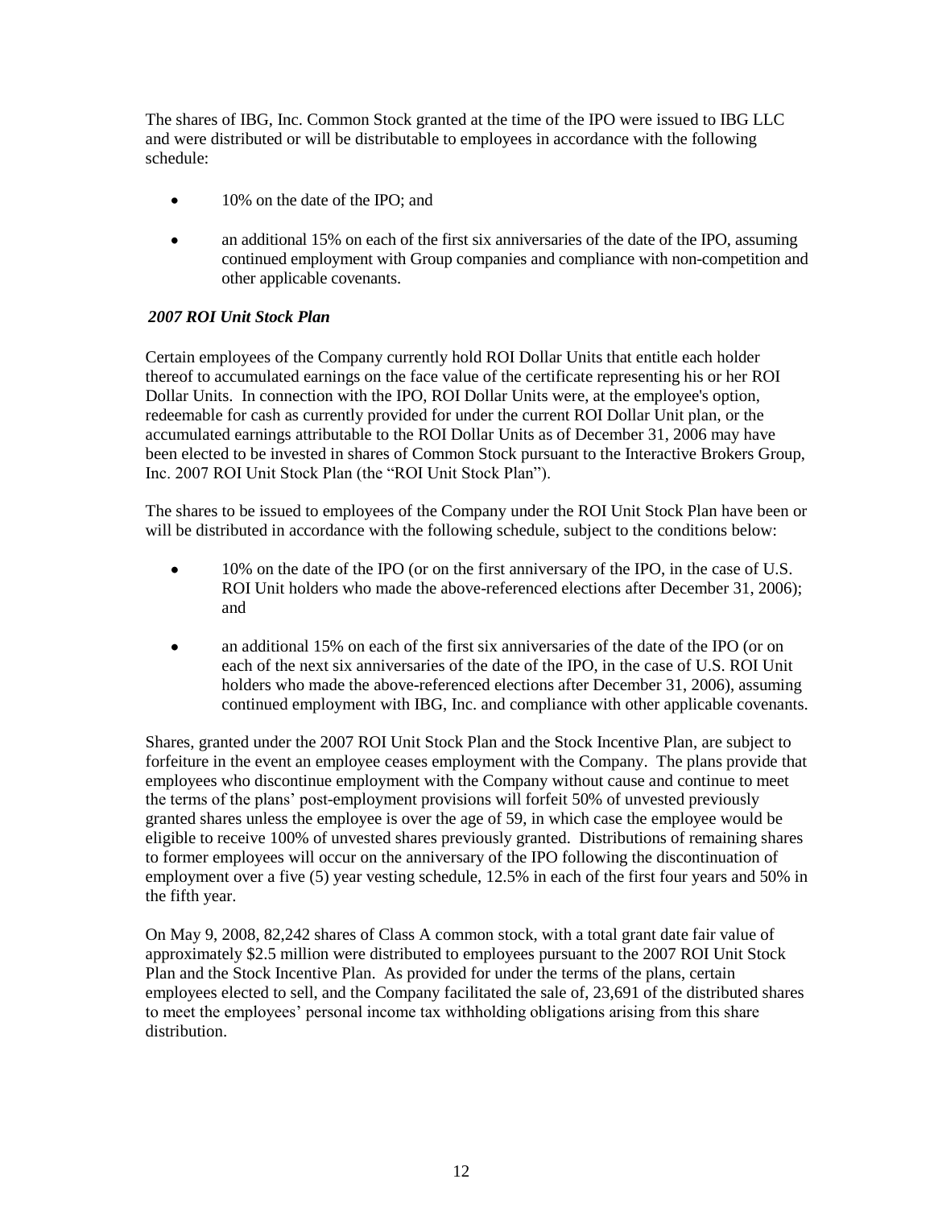The shares of IBG, Inc. Common Stock granted at the time of the IPO were issued to IBG LLC and were distributed or will be distributable to employees in accordance with the following schedule:

- 10% on the date of the IPO; and
- an additional 15% on each of the first six anniversaries of the date of the IPO, assuming continued employment with Group companies and compliance with non-competition and other applicable covenants.

***2007 ROI Unit Stock Plan***

Certain employees of the Company currently hold ROI Dollar Units that entitle each holder thereof to accumulated earnings on the face value of the certificate representing his or her ROI Dollar Units. In connection with the IPO, ROI Dollar Units were, at the employee's option, redeemable for cash as currently provided for under the current ROI Dollar Unit plan, or the accumulated earnings attributable to the ROI Dollar Units as of December 31, 2006 may have been elected to be invested in shares of Common Stock pursuant to the Interactive Brokers Group, Inc. 2007 ROI Unit Stock Plan (the "ROI Unit Stock Plan").

The shares to be issued to employees of the Company under the ROI Unit Stock Plan have been or will be distributed in accordance with the following schedule, subject to the conditions below:

- 10% on the date of the IPO (or on the first anniversary of the IPO, in the case of U.S. ROI Unit holders who made the above-referenced elections after December 31, 2006); and
- an additional 15% on each of the first six anniversaries of the date of the IPO (or on each of the next six anniversaries of the date of the IPO, in the case of U.S. ROI Unit holders who made the above-referenced elections after December 31, 2006), assuming continued employment with IBG, Inc. and compliance with other applicable covenants.

Shares, granted under the 2007 ROI Unit Stock Plan and the Stock Incentive Plan, are subject to forfeiture in the event an employee ceases employment with the Company. The plans provide that employees who discontinue employment with the Company without cause and continue to meet the terms of the plans' post-employment provisions will forfeit 50% of unvested previously granted shares unless the employee is over the age of 59, in which case the employee would be eligible to receive 100% of unvested shares previously granted. Distributions of remaining shares to former employees will occur on the anniversary of the IPO following the discontinuation of employment over a five (5) year vesting schedule, 12.5% in each of the first four years and 50% in the fifth year.

On May 9, 2008, 82,242 shares of Class A common stock, with a total grant date fair value of approximately $2.5 million were distributed to employees pursuant to the 2007 ROI Unit Stock Plan and the Stock Incentive Plan. As provided for under the terms of the plans, certain employees elected to sell, and the Company facilitated the sale of, 23,691 of the distributed shares to meet the employees' personal income tax withholding obligations arising from this share distribution.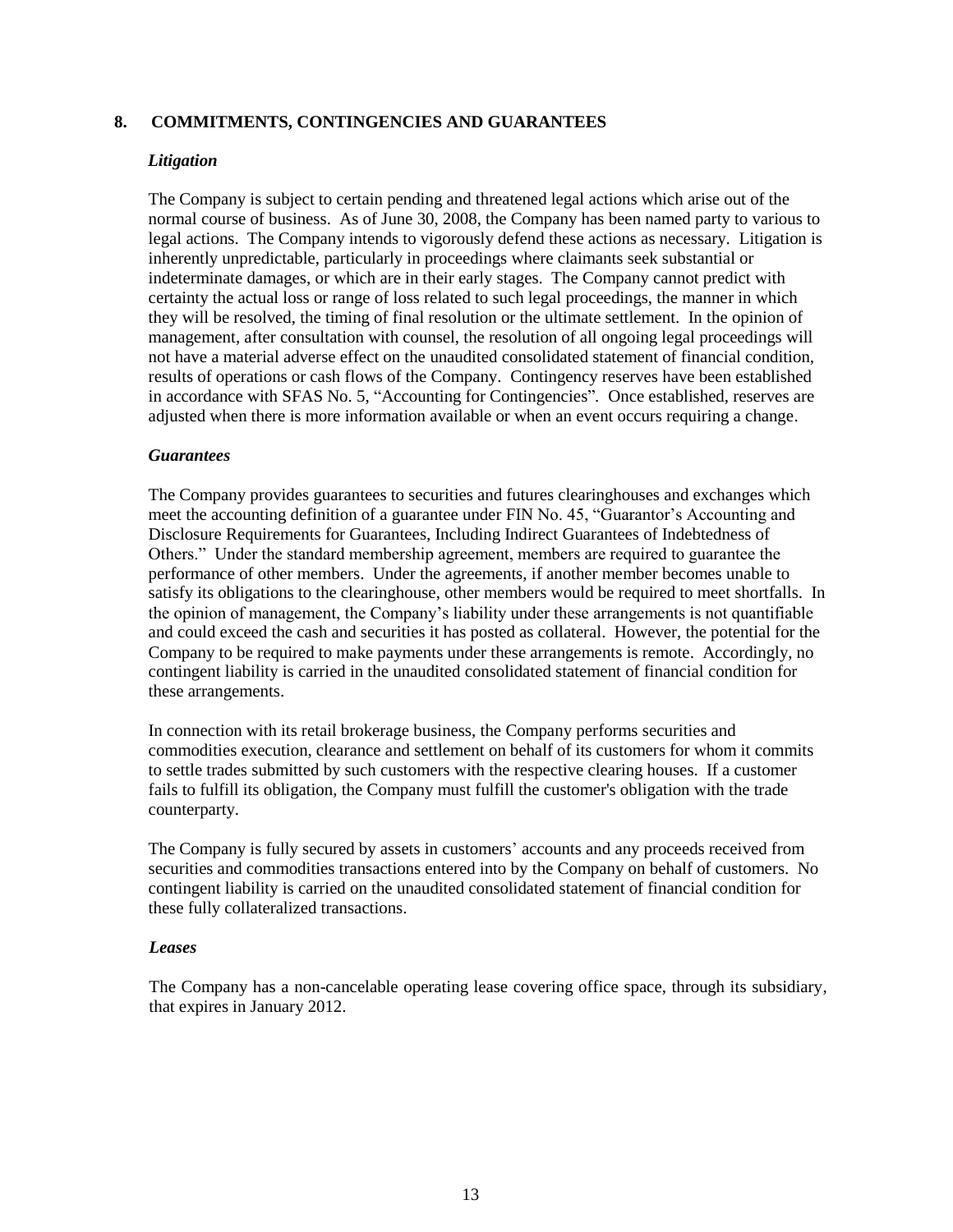## 8. COMMITMENTS, CONTINGENCIES AND GUARANTEES

### *Litigation*

The Company is subject to certain pending and threatened legal actions which arise out of the normal course of business. As of June 30, 2008, the Company has been named party to various to legal actions. The Company intends to vigorously defend these actions as necessary. Litigation is inherently unpredictable, particularly in proceedings where claimants seek substantial or indeterminate damages, or which are in their early stages. The Company cannot predict with certainty the actual loss or range of loss related to such legal proceedings, the manner in which they will be resolved, the timing of final resolution or the ultimate settlement. In the opinion of management, after consultation with counsel, the resolution of all ongoing legal proceedings will not have a material adverse effect on the unaudited consolidated statement of financial condition, results of operations or cash flows of the Company. Contingency reserves have been established in accordance with SFAS No. 5, "Accounting for Contingencies". Once established, reserves are adjusted when there is more information available or when an event occurs requiring a change.

### *Guarantees*

The Company provides guarantees to securities and futures clearinghouses and exchanges which meet the accounting definition of a guarantee under FIN No. 45, "Guarantor's Accounting and Disclosure Requirements for Guarantees, Including Indirect Guarantees of Indebtedness of Others." Under the standard membership agreement, members are required to guarantee the performance of other members. Under the agreements, if another member becomes unable to satisfy its obligations to the clearinghouse, other members would be required to meet shortfalls. In the opinion of management, the Company's liability under these arrangements is not quantifiable and could exceed the cash and securities it has posted as collateral. However, the potential for the Company to be required to make payments under these arrangements is remote. Accordingly, no contingent liability is carried in the unaudited consolidated statement of financial condition for these arrangements.

In connection with its retail brokerage business, the Company performs securities and commodities execution, clearance and settlement on behalf of its customers for whom it commits to settle trades submitted by such customers with the respective clearing houses. If a customer fails to fulfill its obligation, the Company must fulfill the customer's obligation with the trade counterparty.

The Company is fully secured by assets in customers' accounts and any proceeds received from securities and commodities transactions entered into by the Company on behalf of customers. No contingent liability is carried on the unaudited consolidated statement of financial condition for these fully collateralized transactions.

### *Leases*

The Company has a non-cancelable operating lease covering office space, through its subsidiary, that expires in January 2012.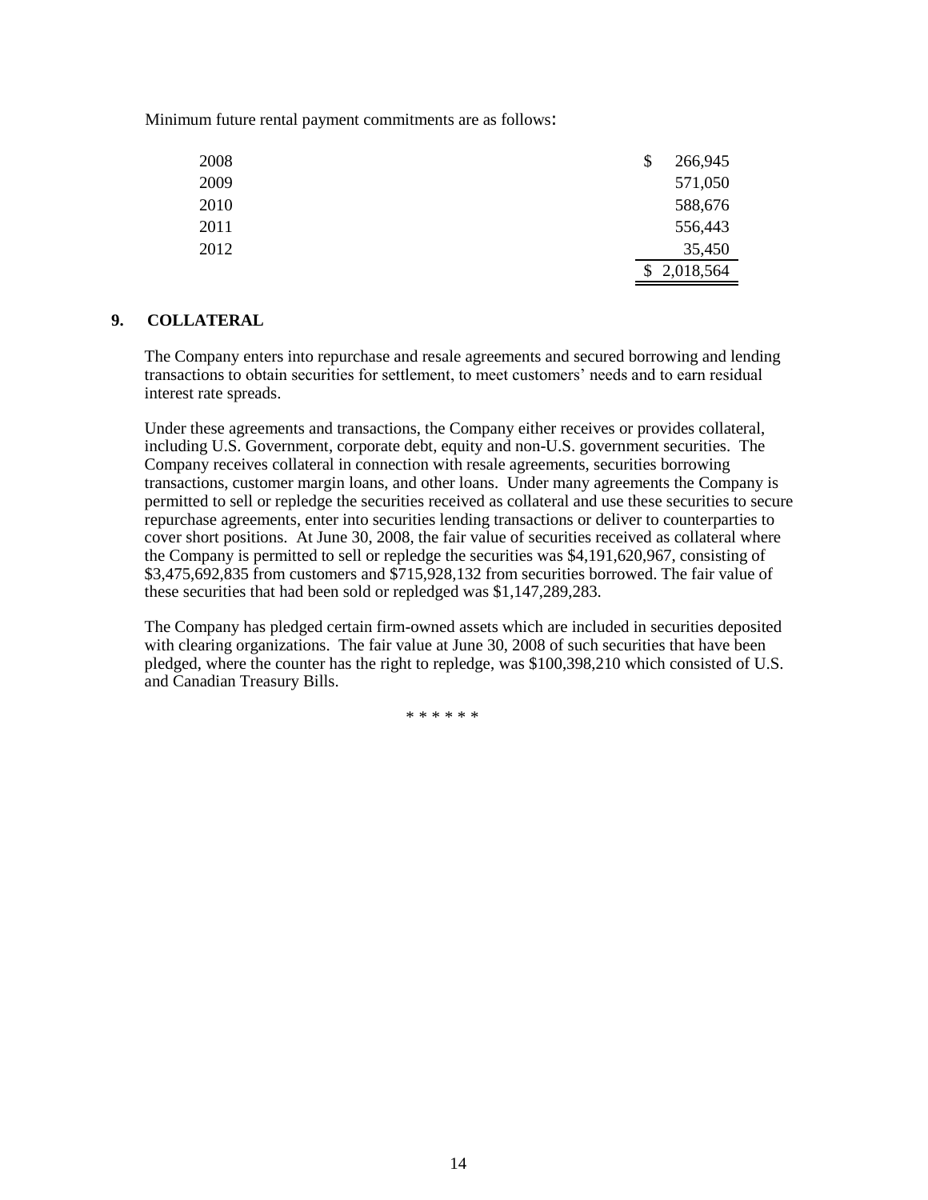Minimum future rental payment commitments are as follows:

| | |
|---|---|
| 2008 | $ 266,945 |
| 2009 | 571,050 |
| 2010 | 588,676 |
| 2011 | 556,443 |
| 2012 | 35,450 |
| | $ 2,018,564 |

## 9. COLLATERAL

The Company enters into repurchase and resale agreements and secured borrowing and lending transactions to obtain securities for settlement, to meet customers' needs and to earn residual interest rate spreads.

Under these agreements and transactions, the Company either receives or provides collateral, including U.S. Government, corporate debt, equity and non-U.S. government securities. The Company receives collateral in connection with resale agreements, securities borrowing transactions, customer margin loans, and other loans. Under many agreements the Company is permitted to sell or repledge the securities received as collateral and use these securities to secure repurchase agreements, enter into securities lending transactions or deliver to counterparties to cover short positions. At June 30, 2008, the fair value of securities received as collateral where the Company is permitted to sell or repledge the securities was $4,191,620,967, consisting of $3,475,692,835 from customers and $715,928,132 from securities borrowed. The fair value of these securities that had been sold or repledged was $1,147,289,283.

The Company has pledged certain firm-owned assets which are included in securities deposited with clearing organizations. The fair value at June 30, 2008 of such securities that have been pledged, where the counter has the right to repledge, was $100,398,210 which consisted of U.S. and Canadian Treasury Bills.

* * * * * *